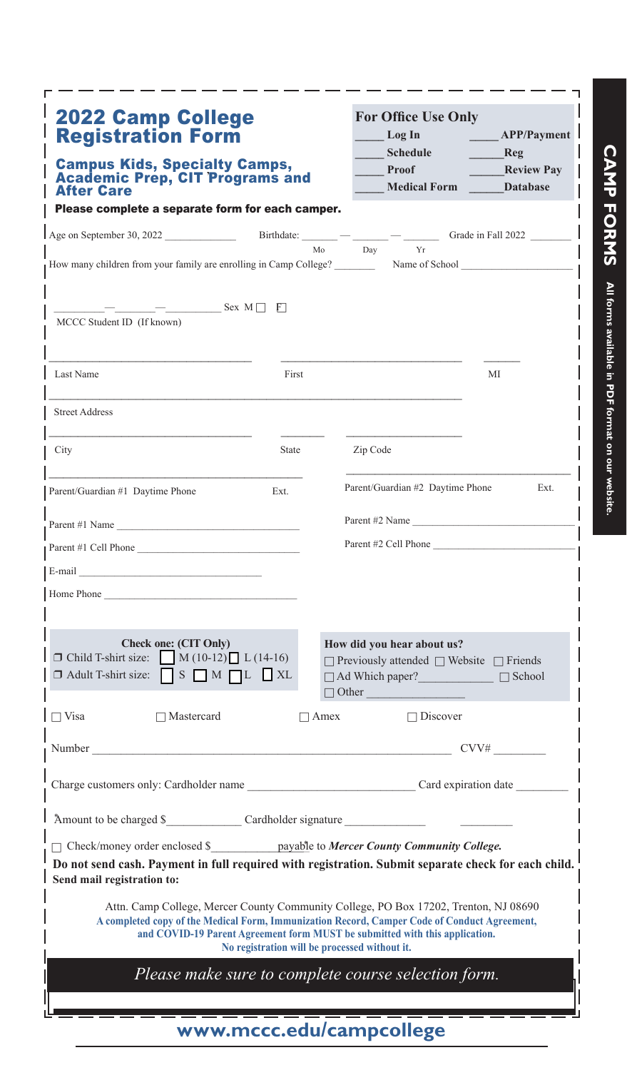# 2022 Camp College Registration Form

## Campus Kids, Specialty Camps, Academic Prep, CIT Programs and After Care

**Please complete a separate form for each camper.**

**For Office Use Only**

| | |
|---|---|
| _____ Log In | _____ APP/Payment |
| _____ Schedule | _____ Reg |
| _____ Proof | _____ Review Pay |
| _____ Medical Form | _____ Database |

Age on September 30, 2022 ____________ Birthdate: ______ — ______ — ______ (Mo / Day / Yr) Grade in Fall 2022 ______

How many children from your family are enrolling in Camp College? ______ Name of School ________________

______ — ______ — ______ Sex M ☐ F ☐

MCCC Student ID (If known)

________________________ ________________________ ______

Last Name First MI

________________________________________________

Street Address

________________________ ______ ________________

City State Zip Code

________________________________ ________________________________

Parent/Guardian #1 Daytime Phone Ext. Parent/Guardian #2 Daytime Phone Ext.

Parent #1 Name ________________________ Parent #2 Name ________________________

Parent #1 Cell Phone ________________________ Parent #2 Cell Phone ________________________

E-mail ________________________

Home Phone ________________________

**Check one: (CIT Only)**

☐ Child T-shirt size: ☐ M (10-12) ☐ L (14-16)

☐ Adult T-shirt size: ☐ S ☐ M ☐ L ☐ XL

**How did you hear about us?**

☐ Previously attended ☐ Website ☐ Friends

☐ Ad Which paper?__________ ☐ School

☐ Other ______________

☐ Visa ☐ Mastercard ☐ Amex ☐ Discover

Number ________________________________________ CVV# ________

Charge customers only: Cardholder name ________________________ Card expiration date ________

Amount to be charged $__________ Cardholder signature ______________ ________

☐ Check/money order enclosed $__________ payable to ***Mercer County Community College.***

**Do not send cash. Payment in full required with registration. Submit separate check for each child.**

**Send mail registration to:**

Attn. Camp College, Mercer County Community College, PO Box 17202, Trenton, NJ 08690

**A completed copy of the Medical Form, Immunization Record, Camper Code of Conduct Agreement, and COVID-19 Parent Agreement form MUST be submitted with this application.**

**No registration will be processed without it.**

*Please make sure to complete course selection form.*

**www.mccc.edu/campcollege**

**CAMP FORMS** All forms available in PDF format on our website.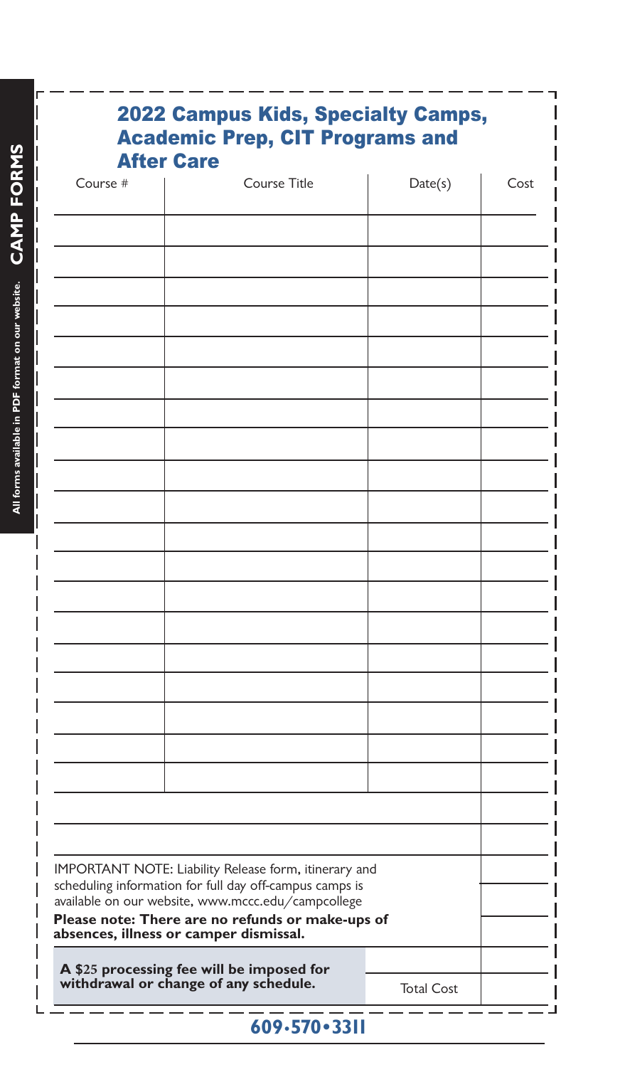CAMP FORMS

All forms available in PDF format on our website.

## 2022 Campus Kids, Specialty Camps, Academic Prep, CIT Programs and After Care

| Course # | Course Title | Date(s) | Cost |
|---|---|---|---|
| | | | |
| | | | |
| | | | |
| | | | |
| | | | |
| | | | |
| | | | |
| | | | |
| | | | |
| | | | |
| | | | |
| | | | |
| | | | |
| | | | |
| | | | |
| | | | |
| | | | |
| | | | |
| | | | |

IMPORTANT NOTE: Liability Release form, itinerary and scheduling information for full day off-campus camps is available on our website, www.mccc.edu/campcollege

**Please note: There are no refunds or make-ups of absences, illness or camper dismissal.**

**A $25 processing fee will be imposed for withdrawal or change of any schedule.**

Total Cost ________

**609•570•3311**